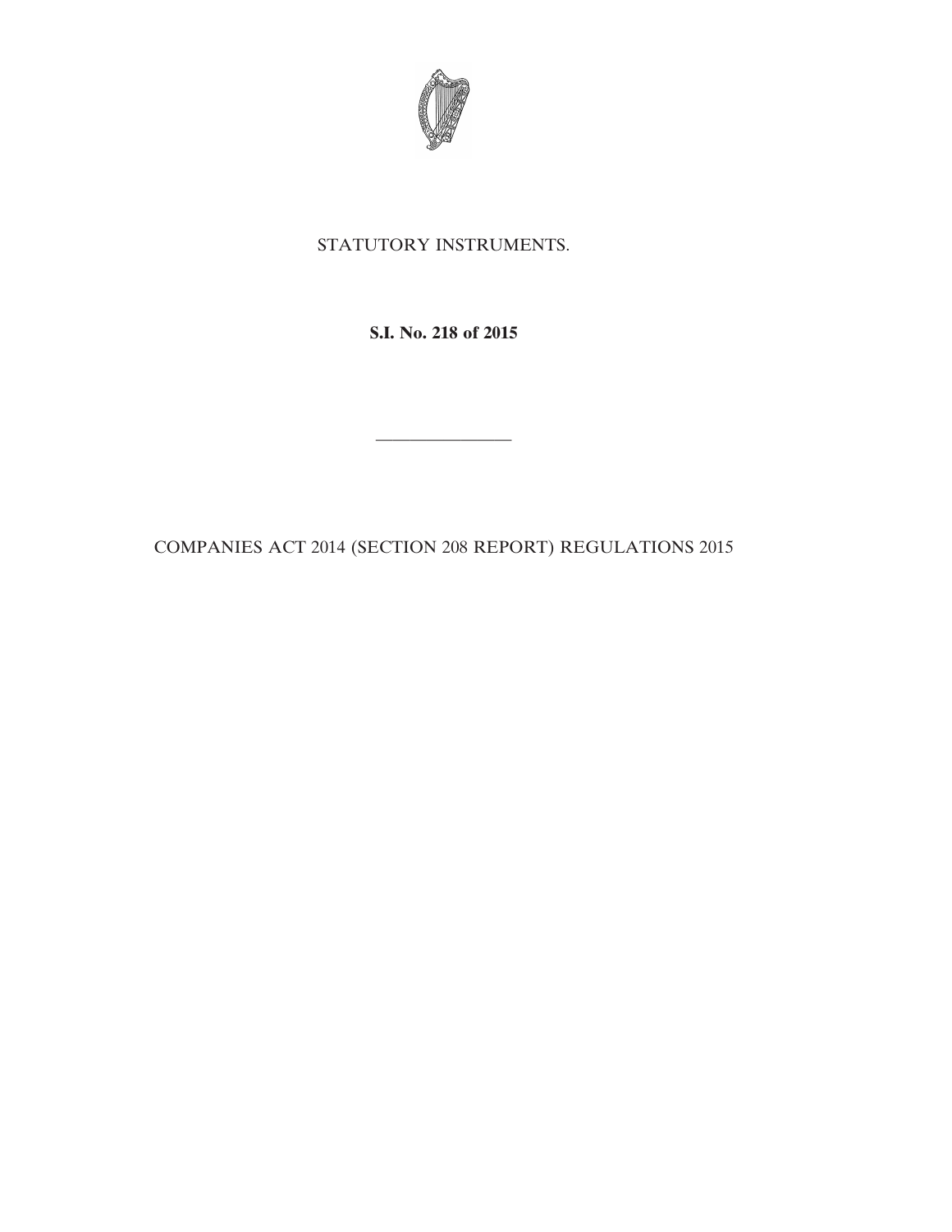STATUTORY INSTRUMENTS.

**S.I. No. 218 of 2015**

———————

COMPANIES ACT 2014 (SECTION 208 REPORT) REGULATIONS 2015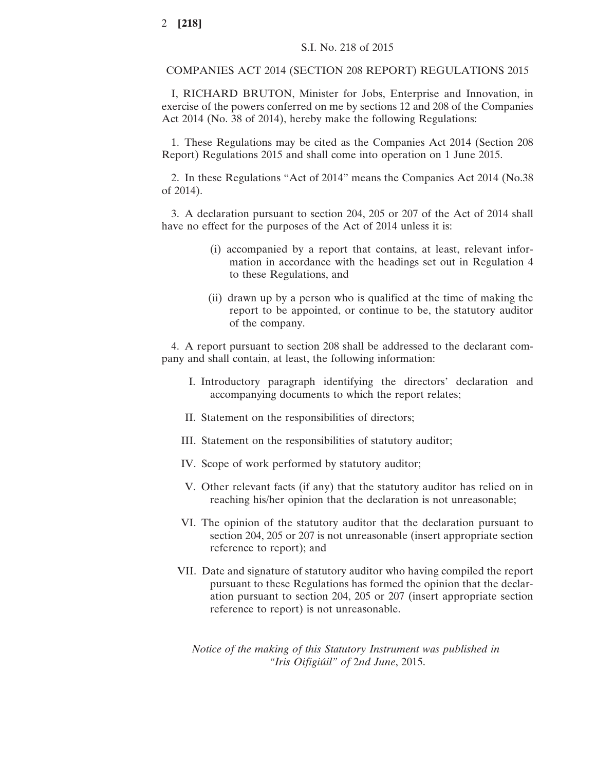S.I. No. 218 of 2015

COMPANIES ACT 2014 (SECTION 208 REPORT) REGULATIONS 2015

I, RICHARD BRUTON, Minister for Jobs, Enterprise and Innovation, in exercise of the powers conferred on me by sections 12 and 208 of the Companies Act 2014 (No. 38 of 2014), hereby make the following Regulations:

1. These Regulations may be cited as the Companies Act 2014 (Section 208 Report) Regulations 2015 and shall come into operation on 1 June 2015.

2. In these Regulations "Act of 2014" means the Companies Act 2014 (No.38 of 2014).

3. A declaration pursuant to section 204, 205 or 207 of the Act of 2014 shall have no effect for the purposes of the Act of 2014 unless it is:

(i) accompanied by a report that contains, at least, relevant information in accordance with the headings set out in Regulation 4 to these Regulations, and

(ii) drawn up by a person who is qualified at the time of making the report to be appointed, or continue to be, the statutory auditor of the company.

4. A report pursuant to section 208 shall be addressed to the declarant company and shall contain, at least, the following information:

I. Introductory paragraph identifying the directors' declaration and accompanying documents to which the report relates;

II. Statement on the responsibilities of directors;

III. Statement on the responsibilities of statutory auditor;

IV. Scope of work performed by statutory auditor;

V. Other relevant facts (if any) that the statutory auditor has relied on in reaching his/her opinion that the declaration is not unreasonable;

VI. The opinion of the statutory auditor that the declaration pursuant to section 204, 205 or 207 is not unreasonable (insert appropriate section reference to report); and

VII. Date and signature of statutory auditor who having compiled the report pursuant to these Regulations has formed the opinion that the declaration pursuant to section 204, 205 or 207 (insert appropriate section reference to report) is not unreasonable.

*Notice of the making of this Statutory Instrument was published in "Iris Oifigiúil" of* 2*nd June*, 2015.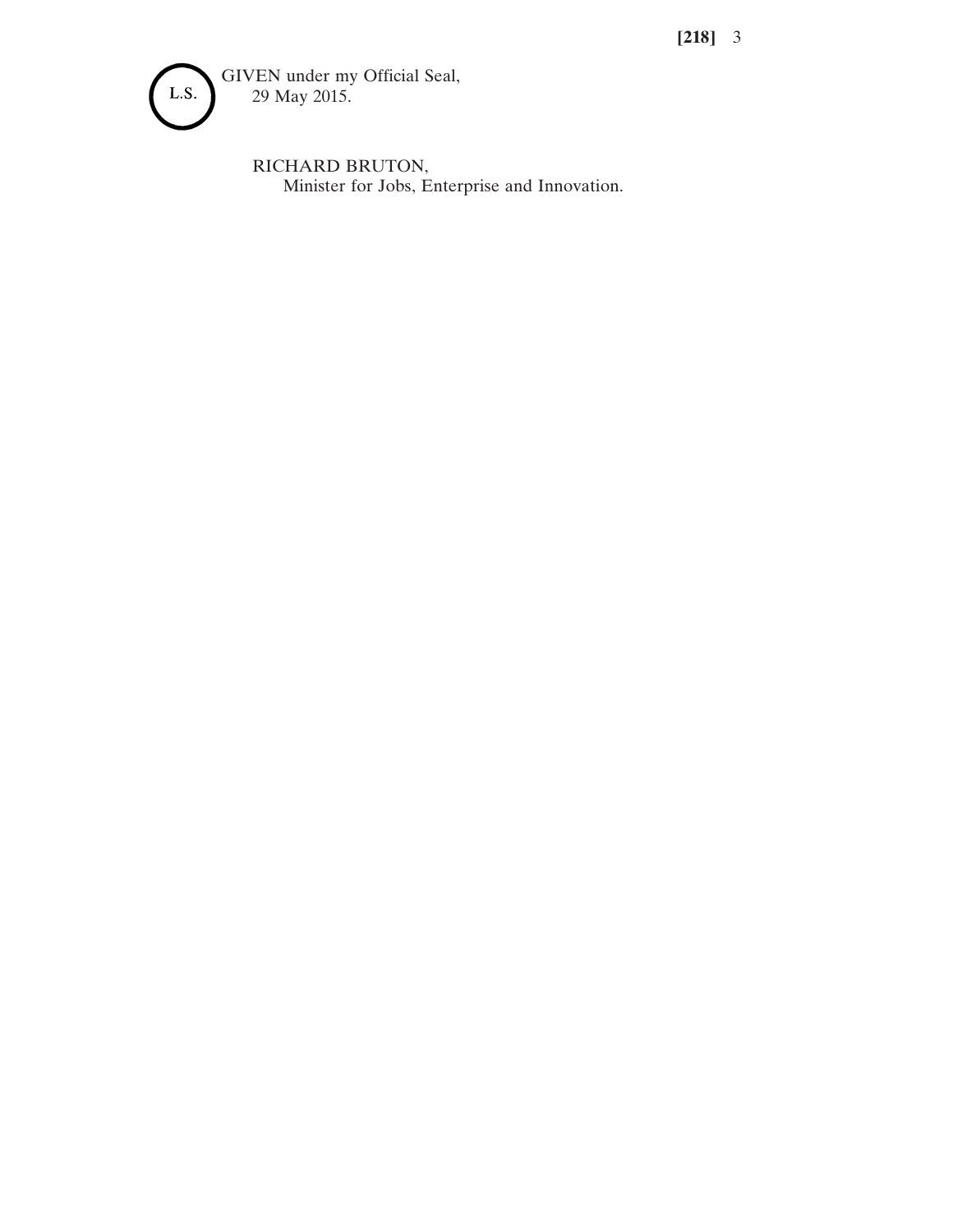L.S.

GIVEN under my Official Seal,
29 May 2015.

RICHARD BRUTON,
Minister for Jobs, Enterprise and Innovation.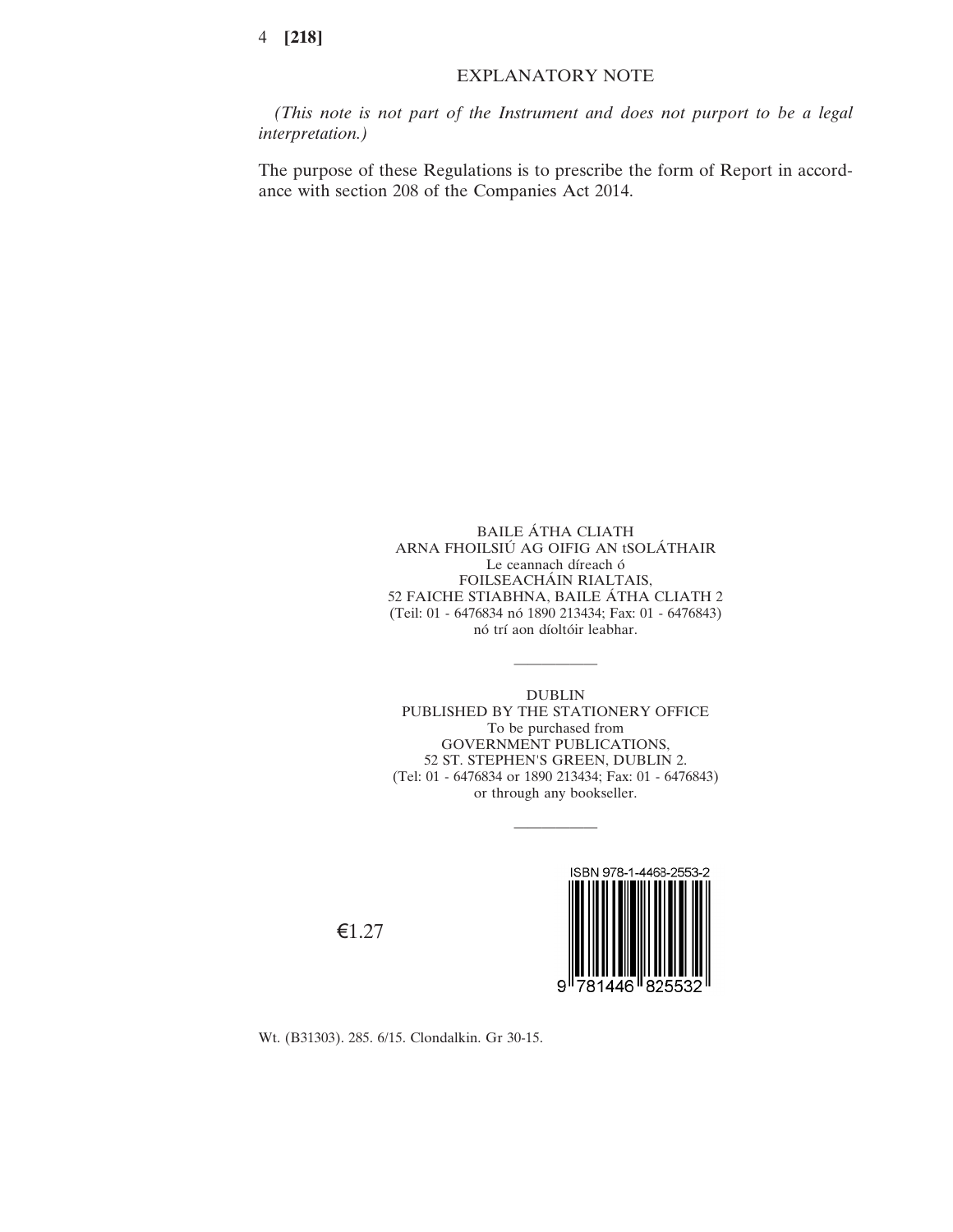**[218]**

## EXPLANATORY NOTE

*(This note is not part of the Instrument and does not purport to be a legal interpretation.)*

The purpose of these Regulations is to prescribe the form of Report in accordance with section 208 of the Companies Act 2014.

BAILE ÁTHA CLIATH
ARNA FHOILSIÚ AG OIFIG AN tSOLÁTHAIR
Le ceannach díreach ó
FOILSEACHÁIN RIALTAIS,
52 FAICHE STIABHNA, BAILE ÁTHA CLIATH 2
(Teil: 01 - 6476834 nó 1890 213434; Fax: 01 - 6476843)
nó trí aon díoltóir leabhar.

---

DUBLIN
PUBLISHED BY THE STATIONERY OFFICE
To be purchased from
GOVERNMENT PUBLICATIONS,
52 ST. STEPHEN'S GREEN, DUBLIN 2.
(Tel: 01 - 6476834 or 1890 213434; Fax: 01 - 6476843)
or through any bookseller.

---

€1.27

ISBN 978-1-4468-2553-2

9 781446 825532

Wt. (B31303). 285. 6/15. Clondalkin. Gr 30-15.